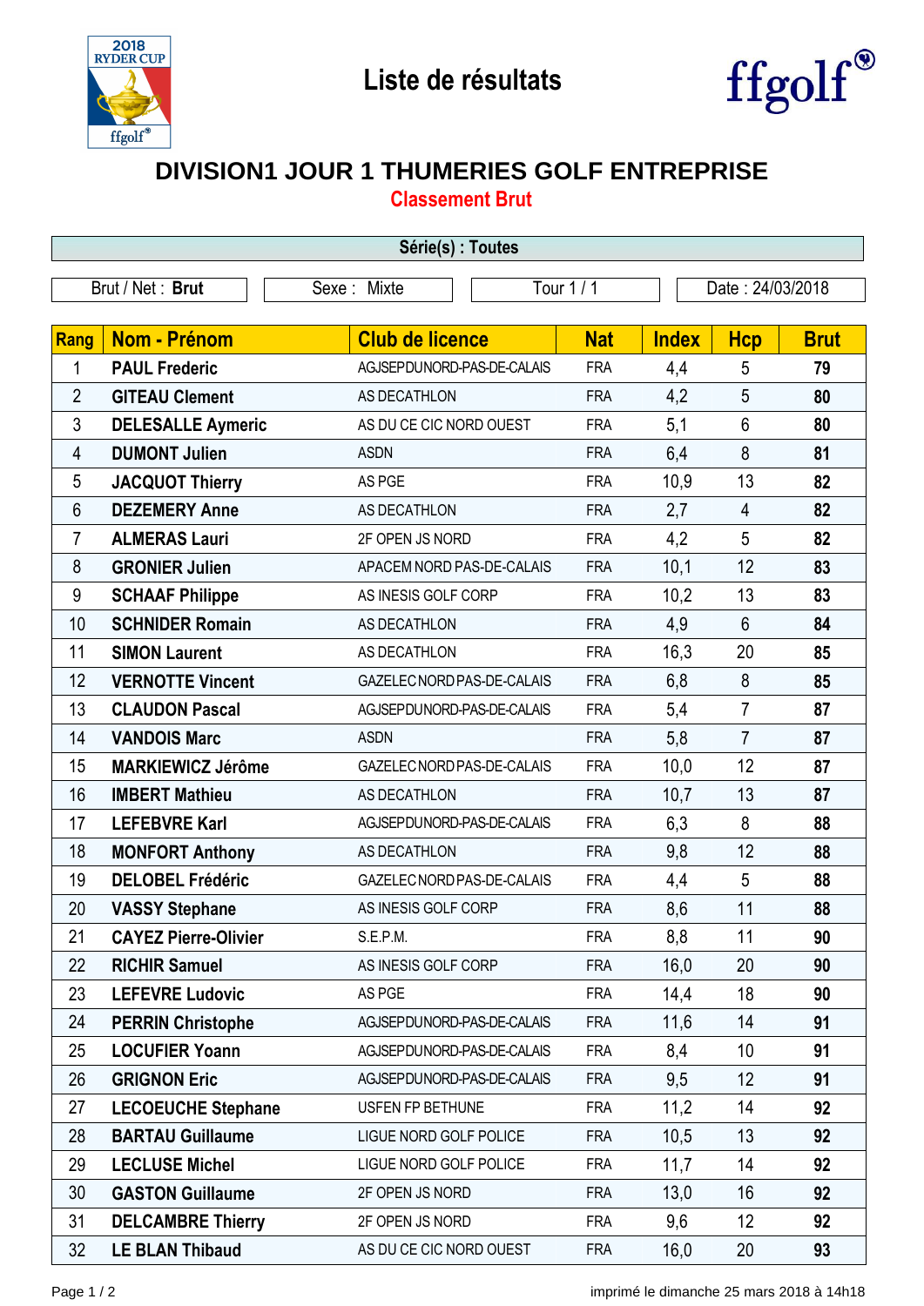# Liste de résultats

## DIVISION1 JOUR 1 THUMERIES GOLF ENTREPRISE

### Classement Brut

**Série(s) : Toutes**

| Brut / Net : **Brut** | Sexe : Mixte | Tour 1 / 1 | Date : 24/03/2018 |
|---|---|---|---|

| Rang | Nom - Prénom | Club de licence | Nat | Index | Hcp | Brut |
|---|---|---|---|---|---|---|
| 1 | **PAUL Frederic** | AGJSEPDUNORD-PAS-DE-CALAIS | FRA | 4,4 | 5 | **79** |
| 2 | **GITEAU Clement** | AS DECATHLON | FRA | 4,2 | 5 | **80** |
| 3 | **DELESALLE Aymeric** | AS DU CE CIC NORD OUEST | FRA | 5,1 | 6 | **80** |
| 4 | **DUMONT Julien** | ASDN | FRA | 6,4 | 8 | **81** |
| 5 | **JACQUOT Thierry** | AS PGE | FRA | 10,9 | 13 | **82** |
| 6 | **DEZEMERY Anne** | AS DECATHLON | FRA | 2,7 | 4 | **82** |
| 7 | **ALMERAS Lauri** | 2F OPEN JS NORD | FRA | 4,2 | 5 | **82** |
| 8 | **GRONIER Julien** | APACEM NORD PAS-DE-CALAIS | FRA | 10,1 | 12 | **83** |
| 9 | **SCHAAF Philippe** | AS INESIS GOLF CORP | FRA | 10,2 | 13 | **83** |
| 10 | **SCHNIDER Romain** | AS DECATHLON | FRA | 4,9 | 6 | **84** |
| 11 | **SIMON Laurent** | AS DECATHLON | FRA | 16,3 | 20 | **85** |
| 12 | **VERNOTTE Vincent** | GAZELEC NORD PAS-DE-CALAIS | FRA | 6,8 | 8 | **85** |
| 13 | **CLAUDON Pascal** | AGJSEPDUNORD-PAS-DE-CALAIS | FRA | 5,4 | 7 | **87** |
| 14 | **VANDOIS Marc** | ASDN | FRA | 5,8 | 7 | **87** |
| 15 | **MARKIEWICZ Jérôme** | GAZELEC NORD PAS-DE-CALAIS | FRA | 10,0 | 12 | **87** |
| 16 | **IMBERT Mathieu** | AS DECATHLON | FRA | 10,7 | 13 | **87** |
| 17 | **LEFEBVRE Karl** | AGJSEPDUNORD-PAS-DE-CALAIS | FRA | 6,3 | 8 | **88** |
| 18 | **MONFORT Anthony** | AS DECATHLON | FRA | 9,8 | 12 | **88** |
| 19 | **DELOBEL Frédéric** | GAZELEC NORD PAS-DE-CALAIS | FRA | 4,4 | 5 | **88** |
| 20 | **VASSY Stephane** | AS INESIS GOLF CORP | FRA | 8,6 | 11 | **88** |
| 21 | **CAYEZ Pierre-Olivier** | S.E.P.M. | FRA | 8,8 | 11 | **90** |
| 22 | **RICHIR Samuel** | AS INESIS GOLF CORP | FRA | 16,0 | 20 | **90** |
| 23 | **LEFEVRE Ludovic** | AS PGE | FRA | 14,4 | 18 | **90** |
| 24 | **PERRIN Christophe** | AGJSEPDUNORD-PAS-DE-CALAIS | FRA | 11,6 | 14 | **91** |
| 25 | **LOCUFIER Yoann** | AGJSEPDUNORD-PAS-DE-CALAIS | FRA | 8,4 | 10 | **91** |
| 26 | **GRIGNON Eric** | AGJSEPDUNORD-PAS-DE-CALAIS | FRA | 9,5 | 12 | **91** |
| 27 | **LECOEUCHE Stephane** | USFEN FP BETHUNE | FRA | 11,2 | 14 | **92** |
| 28 | **BARTAU Guillaume** | LIGUE NORD GOLF POLICE | FRA | 10,5 | 13 | **92** |
| 29 | **LECLUSE Michel** | LIGUE NORD GOLF POLICE | FRA | 11,7 | 14 | **92** |
| 30 | **GASTON Guillaume** | 2F OPEN JS NORD | FRA | 13,0 | 16 | **92** |
| 31 | **DELCAMBRE Thierry** | 2F OPEN JS NORD | FRA | 9,6 | 12 | **92** |
| 32 | **LE BLAN Thibaud** | AS DU CE CIC NORD OUEST | FRA | 16,0 | 20 | **93** |

imprimé le dimanche 25 mars 2018 à 14h18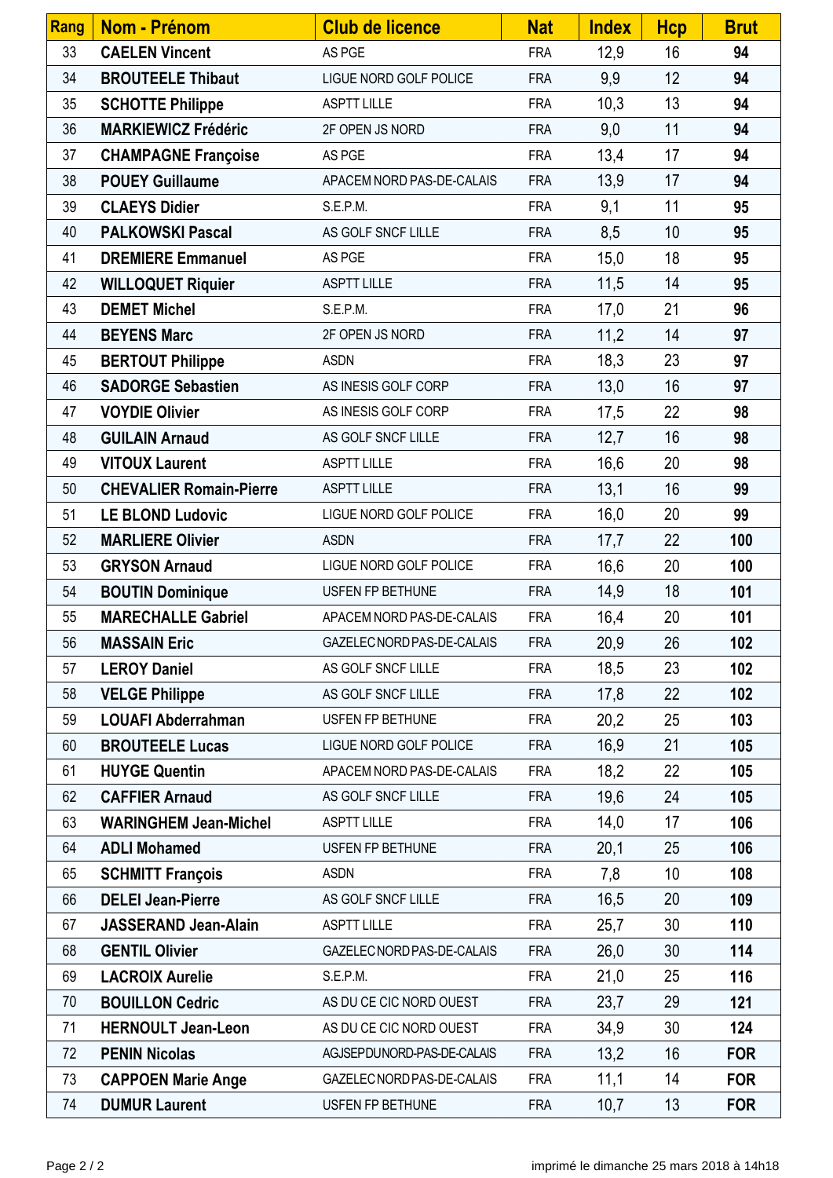| Rang | Nom - Prénom | Club de licence | Nat | Index | Hcp | Brut |
|---|---|---|---|---|---|---|
| 33 | **CAELEN Vincent** | AS PGE | FRA | 12,9 | 16 | **94** |
| 34 | **BROUTEELE Thibaut** | LIGUE NORD GOLF POLICE | FRA | 9,9 | 12 | **94** |
| 35 | **SCHOTTE Philippe** | ASPTT LILLE | FRA | 10,3 | 13 | **94** |
| 36 | **MARKIEWICZ Frédéric** | 2F OPEN JS NORD | FRA | 9,0 | 11 | **94** |
| 37 | **CHAMPAGNE Françoise** | AS PGE | FRA | 13,4 | 17 | **94** |
| 38 | **POUEY Guillaume** | APACEM NORD PAS-DE-CALAIS | FRA | 13,9 | 17 | **94** |
| 39 | **CLAEYS Didier** | S.E.P.M. | FRA | 9,1 | 11 | **95** |
| 40 | **PALKOWSKI Pascal** | AS GOLF SNCF LILLE | FRA | 8,5 | 10 | **95** |
| 41 | **DREMIERE Emmanuel** | AS PGE | FRA | 15,0 | 18 | **95** |
| 42 | **WILLOQUET Riquier** | ASPTT LILLE | FRA | 11,5 | 14 | **95** |
| 43 | **DEMET Michel** | S.E.P.M. | FRA | 17,0 | 21 | **96** |
| 44 | **BEYENS Marc** | 2F OPEN JS NORD | FRA | 11,2 | 14 | **97** |
| 45 | **BERTOUT Philippe** | ASDN | FRA | 18,3 | 23 | **97** |
| 46 | **SADORGE Sebastien** | AS INESIS GOLF CORP | FRA | 13,0 | 16 | **97** |
| 47 | **VOYDIE Olivier** | AS INESIS GOLF CORP | FRA | 17,5 | 22 | **98** |
| 48 | **GUILAIN Arnaud** | AS GOLF SNCF LILLE | FRA | 12,7 | 16 | **98** |
| 49 | **VITOUX Laurent** | ASPTT LILLE | FRA | 16,6 | 20 | **98** |
| 50 | **CHEVALIER Romain-Pierre** | ASPTT LILLE | FRA | 13,1 | 16 | **99** |
| 51 | **LE BLOND Ludovic** | LIGUE NORD GOLF POLICE | FRA | 16,0 | 20 | **99** |
| 52 | **MARLIERE Olivier** | ASDN | FRA | 17,7 | 22 | **100** |
| 53 | **GRYSON Arnaud** | LIGUE NORD GOLF POLICE | FRA | 16,6 | 20 | **100** |
| 54 | **BOUTIN Dominique** | USFEN FP BETHUNE | FRA | 14,9 | 18 | **101** |
| 55 | **MARECHALLE Gabriel** | APACEM NORD PAS-DE-CALAIS | FRA | 16,4 | 20 | **101** |
| 56 | **MASSAIN Eric** | GAZELEC NORD PAS-DE-CALAIS | FRA | 20,9 | 26 | **102** |
| 57 | **LEROY Daniel** | AS GOLF SNCF LILLE | FRA | 18,5 | 23 | **102** |
| 58 | **VELGE Philippe** | AS GOLF SNCF LILLE | FRA | 17,8 | 22 | **102** |
| 59 | **LOUAFI Abderrahman** | USFEN FP BETHUNE | FRA | 20,2 | 25 | **103** |
| 60 | **BROUTEELE Lucas** | LIGUE NORD GOLF POLICE | FRA | 16,9 | 21 | **105** |
| 61 | **HUYGE Quentin** | APACEM NORD PAS-DE-CALAIS | FRA | 18,2 | 22 | **105** |
| 62 | **CAFFIER Arnaud** | AS GOLF SNCF LILLE | FRA | 19,6 | 24 | **105** |
| 63 | **WARINGHEM Jean-Michel** | ASPTT LILLE | FRA | 14,0 | 17 | **106** |
| 64 | **ADLI Mohamed** | USFEN FP BETHUNE | FRA | 20,1 | 25 | **106** |
| 65 | **SCHMITT François** | ASDN | FRA | 7,8 | 10 | **108** |
| 66 | **DELEI Jean-Pierre** | AS GOLF SNCF LILLE | FRA | 16,5 | 20 | **109** |
| 67 | **JASSERAND Jean-Alain** | ASPTT LILLE | FRA | 25,7 | 30 | **110** |
| 68 | **GENTIL Olivier** | GAZELEC NORD PAS-DE-CALAIS | FRA | 26,0 | 30 | **114** |
| 69 | **LACROIX Aurelie** | S.E.P.M. | FRA | 21,0 | 25 | **116** |
| 70 | **BOUILLON Cedric** | AS DU CE CIC NORD OUEST | FRA | 23,7 | 29 | **121** |
| 71 | **HERNOULT Jean-Leon** | AS DU CE CIC NORD OUEST | FRA | 34,9 | 30 | **124** |
| 72 | **PENIN Nicolas** | AGJSEPDUNORD-PAS-DE-CALAIS | FRA | 13,2 | 16 | **FOR** |
| 73 | **CAPPOEN Marie Ange** | GAZELEC NORD PAS-DE-CALAIS | FRA | 11,1 | 14 | **FOR** |
| 74 | **DUMUR Laurent** | USFEN FP BETHUNE | FRA | 10,7 | 13 | **FOR** |

imprimé le dimanche 25 mars 2018 à 14h18